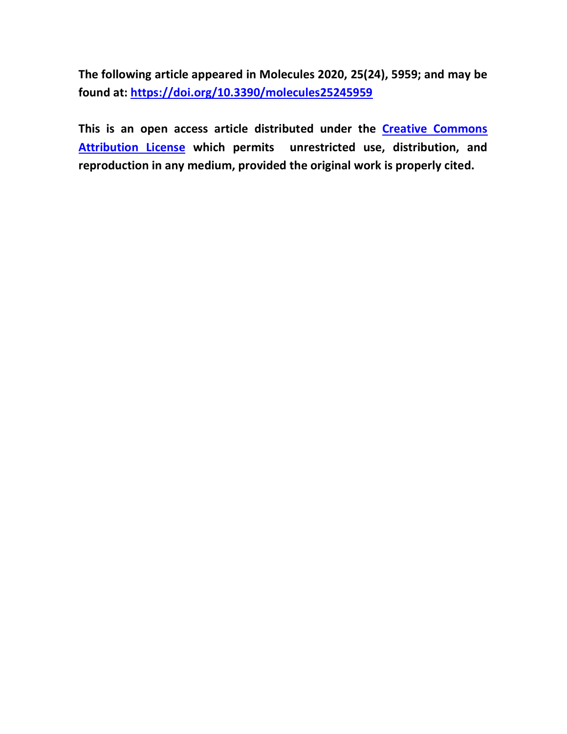**The following article appeared in Molecules 2020, 25(24), 5959; and may be found at: [https://doi.org/10.3390/molecules25245959](https://doi.org/10.3390/molecules25245959)**

**This is an open access article distributed under the [Creative Commons Attribution License](https://creativecommons.org/licenses/by/4.0/) which permits unrestricted use, distribution, and reproduction in any medium, provided the original work is properly cited.**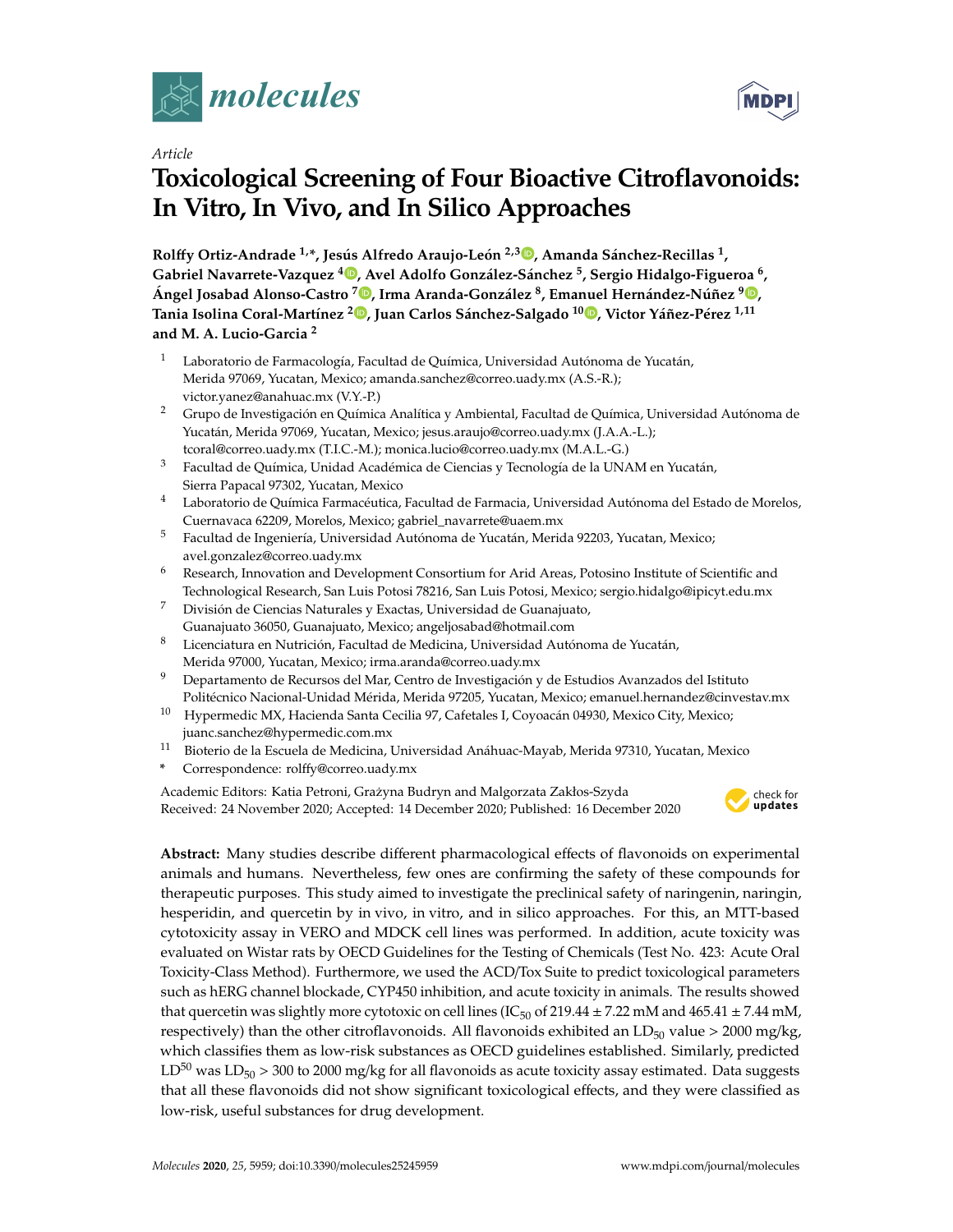*Article*

# Toxicological Screening of Four Bioactive Citroflavonoids: In Vitro, In Vivo, and In Silico Approaches

**Rolffy Ortiz-Andrade [1,*], Jesús Alfredo Araujo-León [2,3], Amanda Sánchez-Recillas [1], Gabriel Navarrete-Vazquez [4], Avel Adolfo González-Sánchez [5], Sergio Hidalgo-Figueroa [6], Ángel Josabad Alonso-Castro [7], Irma Aranda-González [8], Emanuel Hernández-Núñez [9], Tania Isolina Coral-Martínez [2], Juan Carlos Sánchez-Salgado [10], Victor Yáñez-Pérez [1,11] and M. A. Lucio-Garcia [2]**

[1] Laboratorio de Farmacología, Facultad de Química, Universidad Autónoma de Yucatán, Merida 97069, Yucatan, Mexico; amanda.sanchez@correo.uady.mx (A.S.-R.); victor.yanez@anahuac.mx (V.Y.-P.)

[2] Grupo de Investigación en Química Analítica y Ambiental, Facultad de Química, Universidad Autónoma de Yucatán, Merida 97069, Yucatan, Mexico; jesus.araujo@correo.uady.mx (J.A.A.-L.); tcoral@correo.uady.mx (T.I.C.-M.); monica.lucio@correo.uady.mx (M.A.L.-G.)

[3] Facultad de Química, Unidad Académica de Ciencias y Tecnología de la UNAM en Yucatán, Sierra Papacal 97302, Yucatan, Mexico

[4] Laboratorio de Química Farmacéutica, Facultad de Farmacia, Universidad Autónoma del Estado de Morelos, Cuernavaca 62209, Morelos, Mexico; gabriel_navarrete@uaem.mx

[5] Facultad de Ingeniería, Universidad Autónoma de Yucatán, Merida 92203, Yucatan, Mexico; avel.gonzalez@correo.uady.mx

[6] Research, Innovation and Development Consortium for Arid Areas, Potosino Institute of Scientific and Technological Research, San Luis Potosi 78216, San Luis Potosi, Mexico; sergio.hidalgo@ipicyt.edu.mx

[7] División de Ciencias Naturales y Exactas, Universidad de Guanajuato, Guanajuato 36050, Guanajuato, Mexico; angeljosabad@hotmail.com

[8] Licenciatura en Nutrición, Facultad de Medicina, Universidad Autónoma de Yucatán, Merida 97000, Yucatan, Mexico; irma.aranda@correo.uady.mx

[9] Departamento de Recursos del Mar, Centro de Investigación y de Estudios Avanzados del Istituto Politécnico Nacional-Unidad Mérida, Merida 97205, Yucatan, Mexico; emanuel.hernandez@cinvestav.mx

[10] Hypermedic MX, Hacienda Santa Cecilia 97, Cafetales I, Coyoacán 04930, Mexico City, Mexico; juanc.sanchez@hypermedic.com.mx

[11] Bioterio de la Escuela de Medicina, Universidad Anáhuac-Mayab, Merida 97310, Yucatan, Mexico

\* Correspondence: rolffy@correo.uady.mx

Academic Editors: Katia Petroni, Grażyna Budryn and Malgorzata Zakłos-Szyda
Received: 24 November 2020; Accepted: 14 December 2020; Published: 16 December 2020

**Abstract:** Many studies describe different pharmacological effects of flavonoids on experimental animals and humans. Nevertheless, few ones are confirming the safety of these compounds for therapeutic purposes. This study aimed to investigate the preclinical safety of naringenin, naringin, hesperidin, and quercetin by in vivo, in vitro, and in silico approaches. For this, an MTT-based cytotoxicity assay in VERO and MDCK cell lines was performed. In addition, acute toxicity was evaluated on Wistar rats by OECD Guidelines for the Testing of Chemicals (Test No. 423: Acute Oral Toxicity-Class Method). Furthermore, we used the ACD/Tox Suite to predict toxicological parameters such as hERG channel blockade, CYP450 inhibition, and acute toxicity in animals. The results showed that quercetin was slightly more cytotoxic on cell lines ($IC_{50}$ of 219.44 ± 7.22 mM and 465.41 ± 7.44 mM, respectively) than the other citroflavonoids. All flavonoids exhibited an $LD_{50}$ value > 2000 mg/kg, which classifies them as low-risk substances as OECD guidelines established. Similarly, predicted $LD^{50}$ was $LD_{50}$ > 300 to 2000 mg/kg for all flavonoids as acute toxicity assay estimated. Data suggests that all these flavonoids did not show significant toxicological effects, and they were classified as low-risk, useful substances for drug development.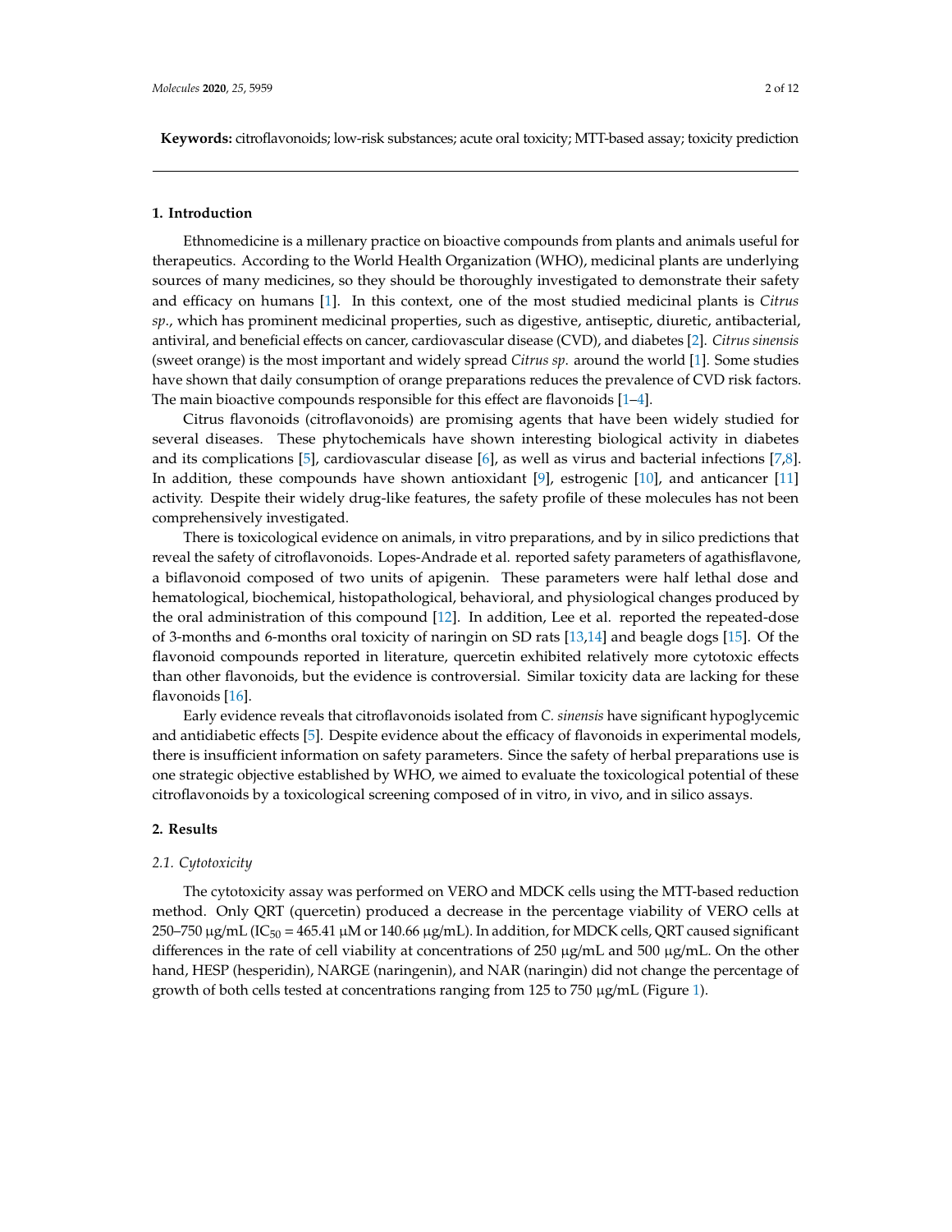**Keywords:** citroflavonoids; low-risk substances; acute oral toxicity; MTT-based assay; toxicity prediction

## 1. Introduction

Ethnomedicine is a millenary practice on bioactive compounds from plants and animals useful for therapeutics. According to the World Health Organization (WHO), medicinal plants are underlying sources of many medicines, so they should be thoroughly investigated to demonstrate their safety and efficacy on humans [1]. In this context, one of the most studied medicinal plants is *Citrus sp.*, which has prominent medicinal properties, such as digestive, antiseptic, diuretic, antibacterial, antiviral, and beneficial effects on cancer, cardiovascular disease (CVD), and diabetes [2]. *Citrus sinensis* (sweet orange) is the most important and widely spread *Citrus sp.* around the world [1]. Some studies have shown that daily consumption of orange preparations reduces the prevalence of CVD risk factors. The main bioactive compounds responsible for this effect are flavonoids [1–4].

Citrus flavonoids (citroflavonoids) are promising agents that have been widely studied for several diseases. These phytochemicals have shown interesting biological activity in diabetes and its complications [5], cardiovascular disease [6], as well as virus and bacterial infections [7,8]. In addition, these compounds have shown antioxidant [9], estrogenic [10], and anticancer [11] activity. Despite their widely drug-like features, the safety profile of these molecules has not been comprehensively investigated.

There is toxicological evidence on animals, in vitro preparations, and by in silico predictions that reveal the safety of citroflavonoids. Lopes-Andrade et al. reported safety parameters of agathisflavone, a biflavonoid composed of two units of apigenin. These parameters were half lethal dose and hematological, biochemical, histopathological, behavioral, and physiological changes produced by the oral administration of this compound [12]. In addition, Lee et al. reported the repeated-dose of 3-months and 6-months oral toxicity of naringin on SD rats [13,14] and beagle dogs [15]. Of the flavonoid compounds reported in literature, quercetin exhibited relatively more cytotoxic effects than other flavonoids, but the evidence is controversial. Similar toxicity data are lacking for these flavonoids [16].

Early evidence reveals that citroflavonoids isolated from *C. sinensis* have significant hypoglycemic and antidiabetic effects [5]. Despite evidence about the efficacy of flavonoids in experimental models, there is insufficient information on safety parameters. Since the safety of herbal preparations use is one strategic objective established by WHO, we aimed to evaluate the toxicological potential of these citroflavonoids by a toxicological screening composed of in vitro, in vivo, and in silico assays.

## 2. Results

### 2.1. Cytotoxicity

The cytotoxicity assay was performed on VERO and MDCK cells using the MTT-based reduction method. Only QRT (quercetin) produced a decrease in the percentage viability of VERO cells at 250–750 μg/mL ($IC_{50}$ = 465.41 μM or 140.66 μg/mL). In addition, for MDCK cells, QRT caused significant differences in the rate of cell viability at concentrations of 250 μg/mL and 500 μg/mL. On the other hand, HESP (hesperidin), NARGE (naringenin), and NAR (naringin) did not change the percentage of growth of both cells tested at concentrations ranging from 125 to 750 μg/mL (Figure 1).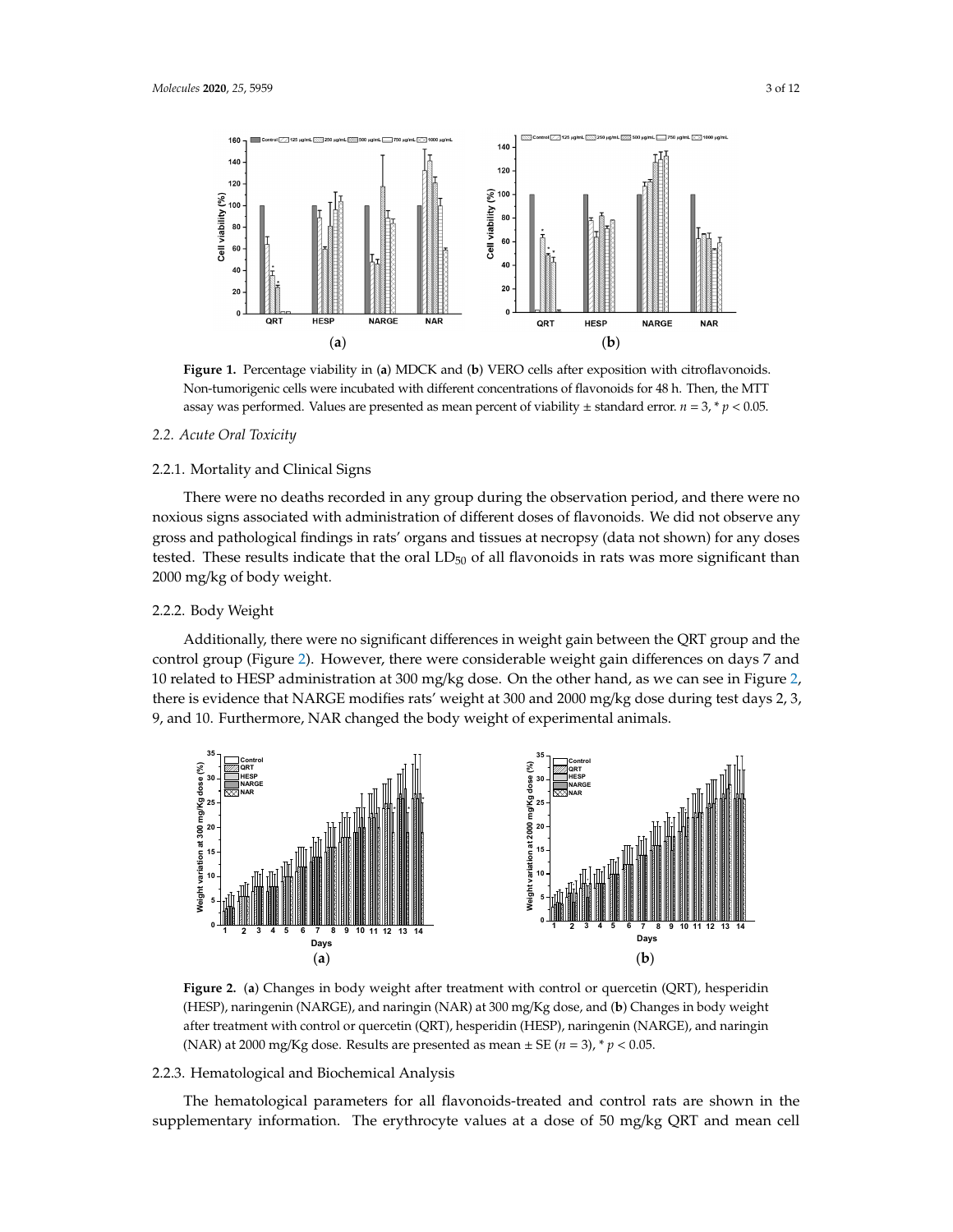**Figure 1.** Percentage viability in (**a**) MDCK and (**b**) VERO cells after exposition with citroflavonoids. Non-tumorigenic cells were incubated with different concentrations of flavonoids for 48 h. Then, the MTT assay was performed. Values are presented as mean percent of viability ± standard error. $n = 3$, * $p < 0.05$.

### 2.2. Acute Oral Toxicity

#### 2.2.1. Mortality and Clinical Signs

There were no deaths recorded in any group during the observation period, and there were no noxious signs associated with administration of different doses of flavonoids. We did not observe any gross and pathological findings in rats' organs and tissues at necropsy (data not shown) for any doses tested. These results indicate that the oral $LD_{50}$ of all flavonoids in rats was more significant than 2000 mg/kg of body weight.

#### 2.2.2. Body Weight

Additionally, there were no significant differences in weight gain between the QRT group and the control group (Figure 2). However, there were considerable weight gain differences on days 7 and 10 related to HESP administration at 300 mg/kg dose. On the other hand, as we can see in Figure 2, there is evidence that NARGE modifies rats' weight at 300 and 2000 mg/kg dose during test days 2, 3, 9, and 10. Furthermore, NAR changed the body weight of experimental animals.

**Figure 2.** (**a**) Changes in body weight after treatment with control or quercetin (QRT), hesperidin (HESP), naringenin (NARGE), and naringin (NAR) at 300 mg/Kg dose, and (**b**) Changes in body weight after treatment with control or quercetin (QRT), hesperidin (HESP), naringenin (NARGE), and naringin (NAR) at 2000 mg/Kg dose. Results are presented as mean ± SE ($n = 3$), * $p < 0.05$.

#### 2.2.3. Hematological and Biochemical Analysis

The hematological parameters for all flavonoids-treated and control rats are shown in the supplementary information. The erythrocyte values at a dose of 50 mg/kg QRT and mean cell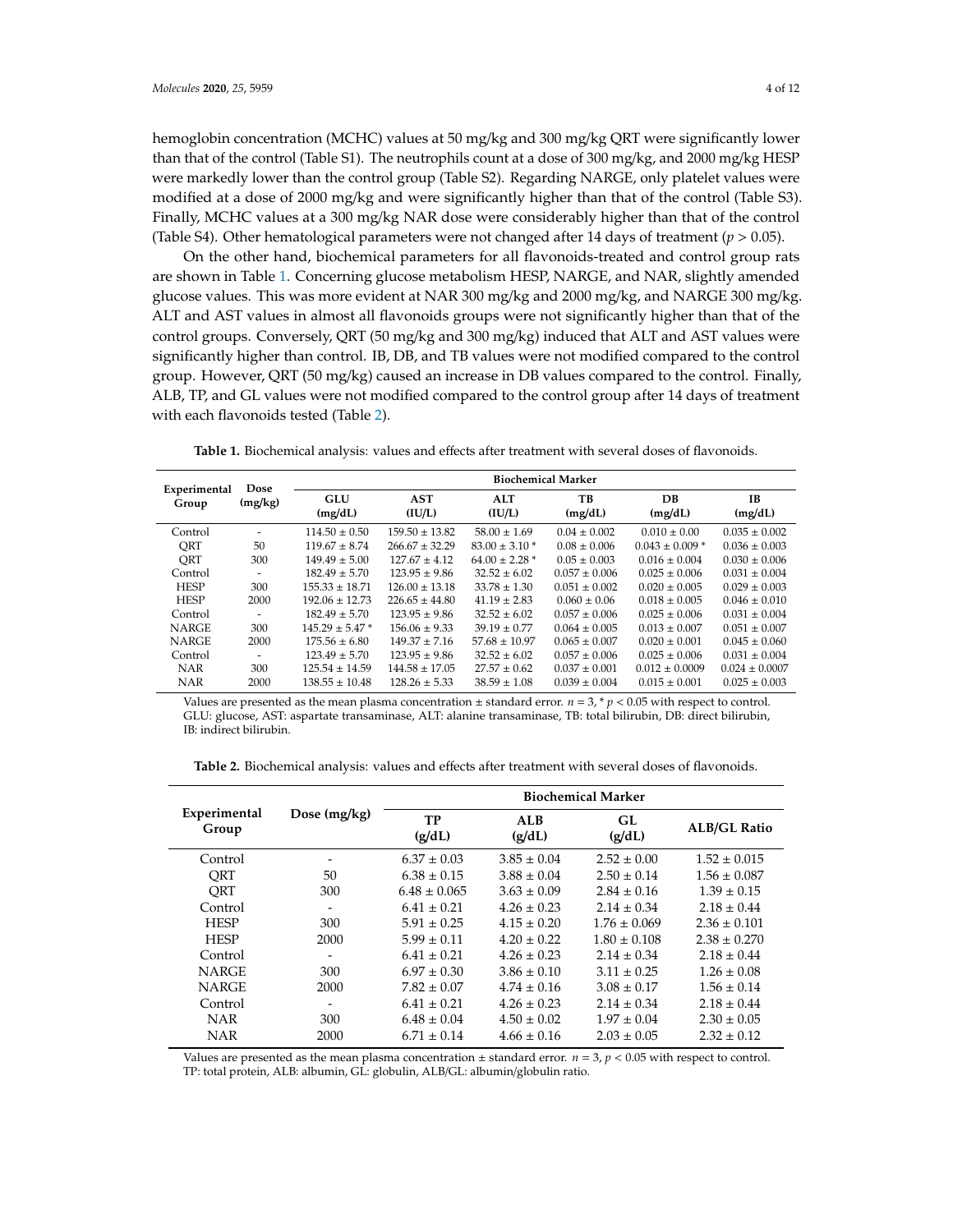hemoglobin concentration (MCHC) values at 50 mg/kg and 300 mg/kg QRT were significantly lower than that of the control (Table S1). The neutrophils count at a dose of 300 mg/kg, and 2000 mg/kg HESP were markedly lower than the control group (Table S2). Regarding NARGE, only platelet values were modified at a dose of 2000 mg/kg and were significantly higher than that of the control (Table S3). Finally, MCHC values at a 300 mg/kg NAR dose were considerably higher than that of the control (Table S4). Other hematological parameters were not changed after 14 days of treatment ($p > 0.05$).

On the other hand, biochemical parameters for all flavonoids-treated and control group rats are shown in Table 1. Concerning glucose metabolism HESP, NARGE, and NAR, slightly amended glucose values. This was more evident at NAR 300 mg/kg and 2000 mg/kg, and NARGE 300 mg/kg. ALT and AST values in almost all flavonoids groups were not significantly higher than that of the control groups. Conversely, QRT (50 mg/kg and 300 mg/kg) induced that ALT and AST values were significantly higher than control. IB, DB, and TB values were not modified compared to the control group. However, QRT (50 mg/kg) caused an increase in DB values compared to the control. Finally, ALB, TP, and GL values were not modified compared to the control group after 14 days of treatment with each flavonoids tested (Table 2).

**Table 1.** Biochemical analysis: values and effects after treatment with several doses of flavonoids.

| Experimental Group | Dose (mg/kg) | Biochemical Marker | | | | | |
|---|---|---|---|---|---|---|---|
| | | GLU (mg/dL) | AST (IU/L) | ALT (IU/L) | TB (mg/dL) | DB (mg/dL) | IB (mg/dL) |
| Control | - | 114.50 ± 0.50 | 159.50 ± 13.82 | 58.00 ± 1.69 | 0.04 ± 0.002 | 0.010 ± 0.00 | 0.035 ± 0.002 |
| QRT | 50 | 119.67 ± 8.74 | 266.67 ± 32.29 | 83.00 ± 3.10 * | 0.08 ± 0.006 | 0.043 ± 0.009 * | 0.036 ± 0.003 |
| QRT | 300 | 149.49 ± 5.00 | 127.67 ± 4.12 | 64.00 ± 2.28 * | 0.05 ± 0.003 | 0.016 ± 0.004 | 0.030 ± 0.006 |
| Control | - | 182.49 ± 5.70 | 123.95 ± 9.86 | 32.52 ± 6.02 | 0.057 ± 0.006 | 0.025 ± 0.006 | 0.031 ± 0.004 |
| HESP | 300 | 155.33 ± 18.71 | 126.00 ± 13.18 | 33.78 ± 1.30 | 0.051 ± 0.002 | 0.020 ± 0.005 | 0.029 ± 0.003 |
| HESP | 2000 | 192.06 ± 12.73 | 226.65 ± 44.80 | 41.19 ± 2.83 | 0.060 ± 0.06 | 0.018 ± 0.005 | 0.046 ± 0.010 |
| Control | - | 182.49 ± 5.70 | 123.95 ± 9.86 | 32.52 ± 6.02 | 0.057 ± 0.006 | 0.025 ± 0.006 | 0.031 ± 0.004 |
| NARGE | 300 | 145.29 ± 5.47 * | 156.06 ± 9.33 | 39.19 ± 0.77 | 0.064 ± 0.005 | 0.013 ± 0.007 | 0.051 ± 0.007 |
| NARGE | 2000 | 175.56 ± 6.80 | 149.37 ± 7.16 | 57.68 ± 10.97 | 0.065 ± 0.007 | 0.020 ± 0.001 | 0.045 ± 0.060 |
| Control | - | 123.49 ± 5.70 | 123.95 ± 9.86 | 32.52 ± 6.02 | 0.057 ± 0.006 | 0.025 ± 0.006 | 0.031 ± 0.004 |
| NAR | 300 | 125.54 ± 14.59 | 144.58 ± 17.05 | 27.57 ± 0.62 | 0.037 ± 0.001 | 0.012 ± 0.0009 | 0.024 ± 0.0007 |
| NAR | 2000 | 138.55 ± 10.48 | 128.26 ± 5.33 | 38.59 ± 1.08 | 0.039 ± 0.004 | 0.015 ± 0.001 | 0.025 ± 0.003 |

Values are presented as the mean plasma concentration ± standard error. $n = 3$, * $p < 0.05$ with respect to control. GLU: glucose, AST: aspartate transaminase, ALT: alanine transaminase, TB: total bilirubin, DB: direct bilirubin, IB: indirect bilirubin.

**Table 2.** Biochemical analysis: values and effects after treatment with several doses of flavonoids.

| Experimental Group | Dose (mg/kg) | Biochemical Marker | | | |
|---|---|---|---|---|---|
| | | TP (g/dL) | ALB (g/dL) | GL (g/dL) | ALB/GL Ratio |
| Control | - | 6.37 ± 0.03 | 3.85 ± 0.04 | 2.52 ± 0.00 | 1.52 ± 0.015 |
| QRT | 50 | 6.38 ± 0.15 | 3.88 ± 0.04 | 2.50 ± 0.14 | 1.56 ± 0.087 |
| QRT | 300 | 6.48 ± 0.065 | 3.63 ± 0.09 | 2.84 ± 0.16 | 1.39 ± 0.15 |
| Control | - | 6.41 ± 0.21 | 4.26 ± 0.23 | 2.14 ± 0.34 | 2.18 ± 0.44 |
| HESP | 300 | 5.91 ± 0.25 | 4.15 ± 0.20 | 1.76 ± 0.069 | 2.36 ± 0.101 |
| HESP | 2000 | 5.99 ± 0.11 | 4.20 ± 0.22 | 1.80 ± 0.108 | 2.38 ± 0.270 |
| Control | - | 6.41 ± 0.21 | 4.26 ± 0.23 | 2.14 ± 0.34 | 2.18 ± 0.44 |
| NARGE | 300 | 6.97 ± 0.30 | 3.86 ± 0.10 | 3.11 ± 0.25 | 1.26 ± 0.08 |
| NARGE | 2000 | 7.82 ± 0.07 | 4.74 ± 0.16 | 3.08 ± 0.17 | 1.56 ± 0.14 |
| Control | - | 6.41 ± 0.21 | 4.26 ± 0.23 | 2.14 ± 0.34 | 2.18 ± 0.44 |
| NAR | 300 | 6.48 ± 0.04 | 4.50 ± 0.02 | 1.97 ± 0.04 | 2.30 ± 0.05 |
| NAR | 2000 | 6.71 ± 0.14 | 4.66 ± 0.16 | 2.03 ± 0.05 | 2.32 ± 0.12 |

Values are presented as the mean plasma concentration ± standard error. $n = 3$, $p < 0.05$ with respect to control. TP: total protein, ALB: albumin, GL: globulin, ALB/GL: albumin/globulin ratio.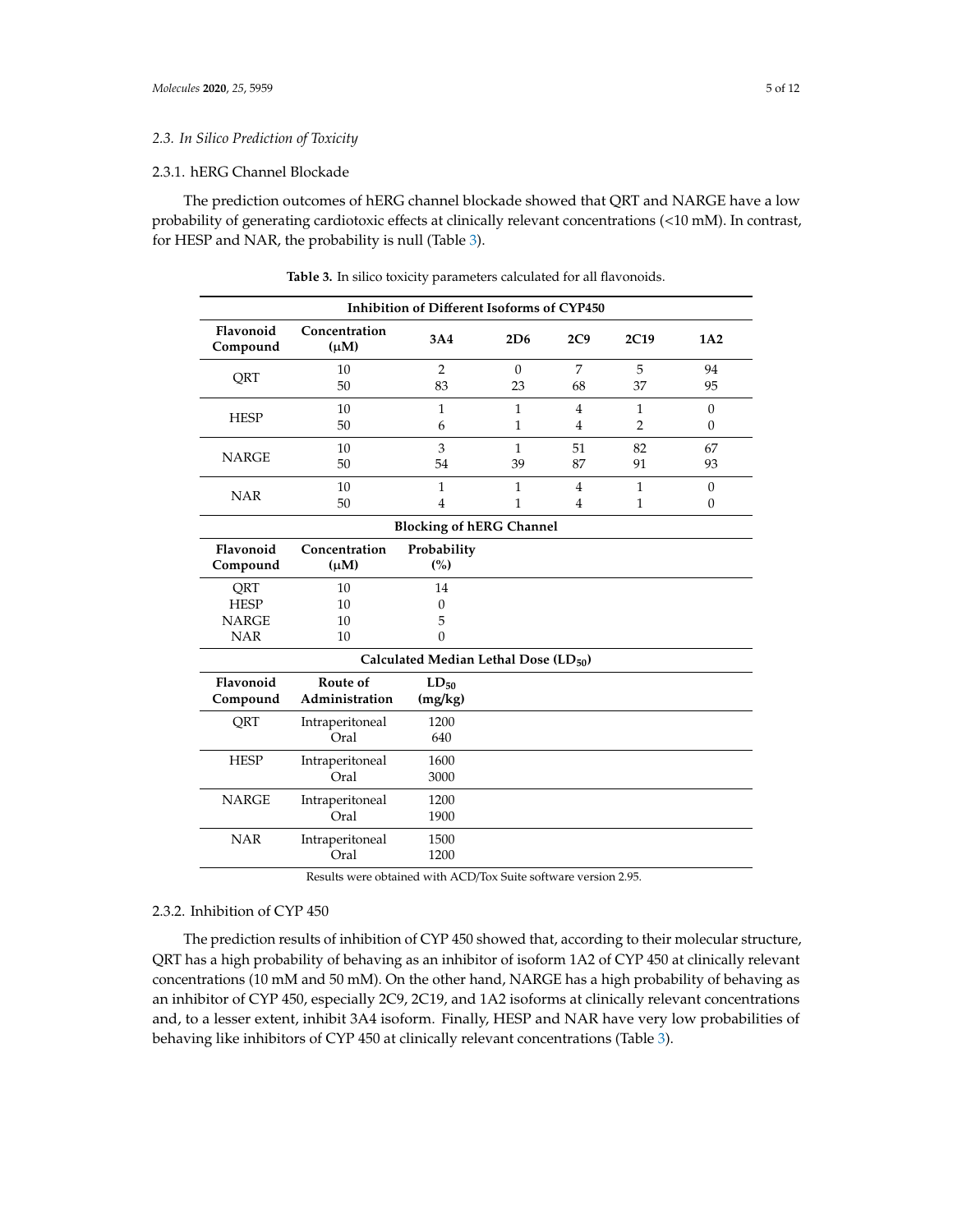### 2.3. In Silico Prediction of Toxicity

#### 2.3.1. hERG Channel Blockade

The prediction outcomes of hERG channel blockade showed that QRT and NARGE have a low probability of generating cardiotoxic effects at clinically relevant concentrations (<10 mM). In contrast, for HESP and NAR, the probability is null (Table 3).

**Table 3.** In silico toxicity parameters calculated for all flavonoids.

| **Inhibition of Different Isoforms of CYP450** | | | | | | |
|---|---|---|---|---|---|---|
| **Flavonoid Compound** | **Concentration (μM)** | **3A4** | **2D6** | **2C9** | **2C19** | **1A2** |
| QRT | 10 | 2 | 0 | 7 | 5 | 94 |
| | 50 | 83 | 23 | 68 | 37 | 95 |
| HESP | 10 | 1 | 1 | 4 | 1 | 0 |
| | 50 | 6 | 1 | 4 | 2 | 0 |
| NARGE | 10 | 3 | 1 | 51 | 82 | 67 |
| | 50 | 54 | 39 | 87 | 91 | 93 |
| NAR | 10 | 1 | 1 | 4 | 1 | 0 |
| | 50 | 4 | 1 | 4 | 1 | 0 |
| **Blocking of hERG Channel** | | | | | | |
| **Flavonoid Compound** | **Concentration (μM)** | **Probability (%)** | | | | |
| QRT | 10 | 14 | | | | |
| HESP | 10 | 0 | | | | |
| NARGE | 10 | 5 | | | | |
| NAR | 10 | 0 | | | | |
| **Calculated Median Lethal Dose ($LD_{50}$)** | | | | | | |
| **Flavonoid Compound** | **Route of Administration** | **$LD_{50}$ (mg/kg)** | | | | |
| QRT | Intraperitoneal | 1200 | | | | |
| | Oral | 640 | | | | |
| HESP | Intraperitoneal | 1600 | | | | |
| | Oral | 3000 | | | | |
| NARGE | Intraperitoneal | 1200 | | | | |
| | Oral | 1900 | | | | |
| NAR | Intraperitoneal | 1500 | | | | |
| | Oral | 1200 | | | | |

Results were obtained with ACD/Tox Suite software version 2.95.

#### 2.3.2. Inhibition of CYP 450

The prediction results of inhibition of CYP 450 showed that, according to their molecular structure, QRT has a high probability of behaving as an inhibitor of isoform 1A2 of CYP 450 at clinically relevant concentrations (10 mM and 50 mM). On the other hand, NARGE has a high probability of behaving as an inhibitor of CYP 450, especially 2C9, 2C19, and 1A2 isoforms at clinically relevant concentrations and, to a lesser extent, inhibit 3A4 isoform. Finally, HESP and NAR have very low probabilities of behaving like inhibitors of CYP 450 at clinically relevant concentrations (Table 3).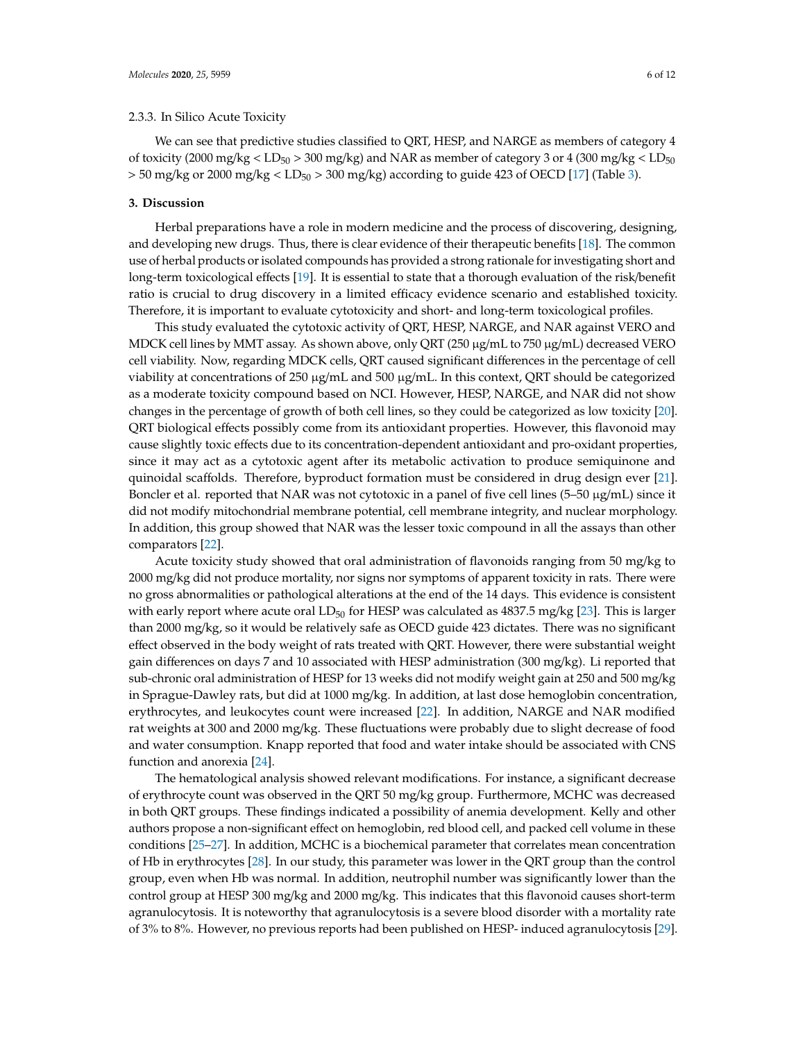2.3.3. In Silico Acute Toxicity

We can see that predictive studies classified to QRT, HESP, and NARGE as members of category 4 of toxicity (2000 mg/kg < $LD_{50}$ > 300 mg/kg) and NAR as member of category 3 or 4 (300 mg/kg < $LD_{50}$ > 50 mg/kg or 2000 mg/kg < $LD_{50}$ > 300 mg/kg) according to guide 423 of OECD [17] (Table 3).

## 3. Discussion

Herbal preparations have a role in modern medicine and the process of discovering, designing, and developing new drugs. Thus, there is clear evidence of their therapeutic benefits [18]. The common use of herbal products or isolated compounds has provided a strong rationale for investigating short and long-term toxicological effects [19]. It is essential to state that a thorough evaluation of the risk/benefit ratio is crucial to drug discovery in a limited efficacy evidence scenario and established toxicity. Therefore, it is important to evaluate cytotoxicity and short- and long-term toxicological profiles.

This study evaluated the cytotoxic activity of QRT, HESP, NARGE, and NAR against VERO and MDCK cell lines by MMT assay. As shown above, only QRT (250 μg/mL to 750 μg/mL) decreased VERO cell viability. Now, regarding MDCK cells, QRT caused significant differences in the percentage of cell viability at concentrations of 250 μg/mL and 500 μg/mL. In this context, QRT should be categorized as a moderate toxicity compound based on NCI. However, HESP, NARGE, and NAR did not show changes in the percentage of growth of both cell lines, so they could be categorized as low toxicity [20]. QRT biological effects possibly come from its antioxidant properties. However, this flavonoid may cause slightly toxic effects due to its concentration-dependent antioxidant and pro-oxidant properties, since it may act as a cytotoxic agent after its metabolic activation to produce semiquinone and quinoidal scaffolds. Therefore, byproduct formation must be considered in drug design ever [21]. Boncler et al. reported that NAR was not cytotoxic in a panel of five cell lines (5–50 μg/mL) since it did not modify mitochondrial membrane potential, cell membrane integrity, and nuclear morphology. In addition, this group showed that NAR was the lesser toxic compound in all the assays than other comparators [22].

Acute toxicity study showed that oral administration of flavonoids ranging from 50 mg/kg to 2000 mg/kg did not produce mortality, nor signs nor symptoms of apparent toxicity in rats. There were no gross abnormalities or pathological alterations at the end of the 14 days. This evidence is consistent with early report where acute oral $LD_{50}$ for HESP was calculated as 4837.5 mg/kg [23]. This is larger than 2000 mg/kg, so it would be relatively safe as OECD guide 423 dictates. There was no significant effect observed in the body weight of rats treated with QRT. However, there were substantial weight gain differences on days 7 and 10 associated with HESP administration (300 mg/kg). Li reported that sub-chronic oral administration of HESP for 13 weeks did not modify weight gain at 250 and 500 mg/kg in Sprague-Dawley rats, but did at 1000 mg/kg. In addition, at last dose hemoglobin concentration, erythrocytes, and leukocytes count were increased [22]. In addition, NARGE and NAR modified rat weights at 300 and 2000 mg/kg. These fluctuations were probably due to slight decrease of food and water consumption. Knapp reported that food and water intake should be associated with CNS function and anorexia [24].

The hematological analysis showed relevant modifications. For instance, a significant decrease of erythrocyte count was observed in the QRT 50 mg/kg group. Furthermore, MCHC was decreased in both QRT groups. These findings indicated a possibility of anemia development. Kelly and other authors propose a non-significant effect on hemoglobin, red blood cell, and packed cell volume in these conditions [25–27]. In addition, MCHC is a biochemical parameter that correlates mean concentration of Hb in erythrocytes [28]. In our study, this parameter was lower in the QRT group than the control group, even when Hb was normal. In addition, neutrophil number was significantly lower than the control group at HESP 300 mg/kg and 2000 mg/kg. This indicates that this flavonoid causes short-term agranulocytosis. It is noteworthy that agranulocytosis is a severe blood disorder with a mortality rate of 3% to 8%. However, no previous reports had been published on HESP- induced agranulocytosis [29].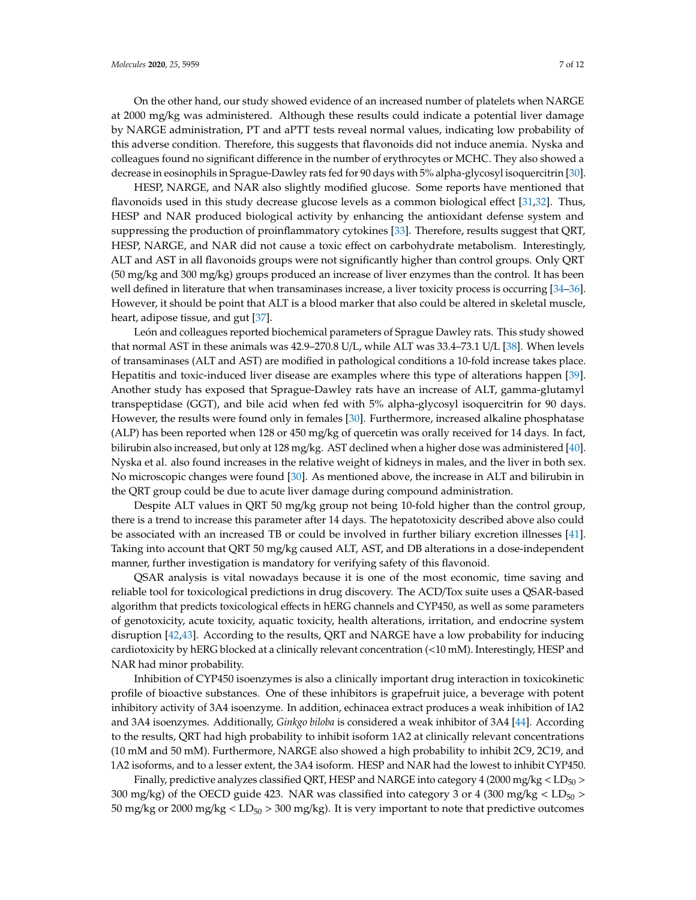On the other hand, our study showed evidence of an increased number of platelets when NARGE at 2000 mg/kg was administered. Although these results could indicate a potential liver damage by NARGE administration, PT and aPTT tests reveal normal values, indicating low probability of this adverse condition. Therefore, this suggests that flavonoids did not induce anemia. Nyska and colleagues found no significant difference in the number of erythrocytes or MCHC. They also showed a decrease in eosinophils in Sprague-Dawley rats fed for 90 days with 5% alpha-glycosyl isoquercitrin [30].

HESP, NARGE, and NAR also slightly modified glucose. Some reports have mentioned that flavonoids used in this study decrease glucose levels as a common biological effect [31,32]. Thus, HESP and NAR produced biological activity by enhancing the antioxidant defense system and suppressing the production of proinflammatory cytokines [33]. Therefore, results suggest that QRT, HESP, NARGE, and NAR did not cause a toxic effect on carbohydrate metabolism. Interestingly, ALT and AST in all flavonoids groups were not significantly higher than control groups. Only QRT (50 mg/kg and 300 mg/kg) groups produced an increase of liver enzymes than the control. It has been well defined in literature that when transaminases increase, a liver toxicity process is occurring [34–36]. However, it should be point that ALT is a blood marker that also could be altered in skeletal muscle, heart, adipose tissue, and gut [37].

León and colleagues reported biochemical parameters of Sprague Dawley rats. This study showed that normal AST in these animals was 42.9–270.8 U/L, while ALT was 33.4–73.1 U/L [38]. When levels of transaminases (ALT and AST) are modified in pathological conditions a 10-fold increase takes place. Hepatitis and toxic-induced liver disease are examples where this type of alterations happen [39]. Another study has exposed that Sprague-Dawley rats have an increase of ALT, gamma-glutamyl transpeptidase (GGT), and bile acid when fed with 5% alpha-glycosyl isoquercitrin for 90 days. However, the results were found only in females [30]. Furthermore, increased alkaline phosphatase (ALP) has been reported when 128 or 450 mg/kg of quercetin was orally received for 14 days. In fact, bilirubin also increased, but only at 128 mg/kg. AST declined when a higher dose was administered [40]. Nyska et al. also found increases in the relative weight of kidneys in males, and the liver in both sex. No microscopic changes were found [30]. As mentioned above, the increase in ALT and bilirubin in the QRT group could be due to acute liver damage during compound administration.

Despite ALT values in QRT 50 mg/kg group not being 10-fold higher than the control group, there is a trend to increase this parameter after 14 days. The hepatotoxicity described above also could be associated with an increased TB or could be involved in further biliary excretion illnesses [41]. Taking into account that QRT 50 mg/kg caused ALT, AST, and DB alterations in a dose-independent manner, further investigation is mandatory for verifying safety of this flavonoid.

QSAR analysis is vital nowadays because it is one of the most economic, time saving and reliable tool for toxicological predictions in drug discovery. The ACD/Tox suite uses a QSAR-based algorithm that predicts toxicological effects in hERG channels and CYP450, as well as some parameters of genotoxicity, acute toxicity, aquatic toxicity, health alterations, irritation, and endocrine system disruption [42,43]. According to the results, QRT and NARGE have a low probability for inducing cardiotoxicity by hERG blocked at a clinically relevant concentration (<10 mM). Interestingly, HESP and NAR had minor probability.

Inhibition of CYP450 isoenzymes is also a clinically important drug interaction in toxicokinetic profile of bioactive substances. One of these inhibitors is grapefruit juice, a beverage with potent inhibitory activity of 3A4 isoenzyme. In addition, echinacea extract produces a weak inhibition of IA2 and 3A4 isoenzymes. Additionally, *Ginkgo biloba* is considered a weak inhibitor of 3A4 [44]. According to the results, QRT had high probability to inhibit isoform 1A2 at clinically relevant concentrations (10 mM and 50 mM). Furthermore, NARGE also showed a high probability to inhibit 2C9, 2C19, and 1A2 isoforms, and to a lesser extent, the 3A4 isoform. HESP and NAR had the lowest to inhibit CYP450.

Finally, predictive analyzes classified QRT, HESP and NARGE into category 4 (2000 mg/kg < $LD_{50}$ > 300 mg/kg) of the OECD guide 423. NAR was classified into category 3 or 4 (300 mg/kg < $LD_{50}$ > 50 mg/kg or 2000 mg/kg < $LD_{50}$ > 300 mg/kg). It is very important to note that predictive outcomes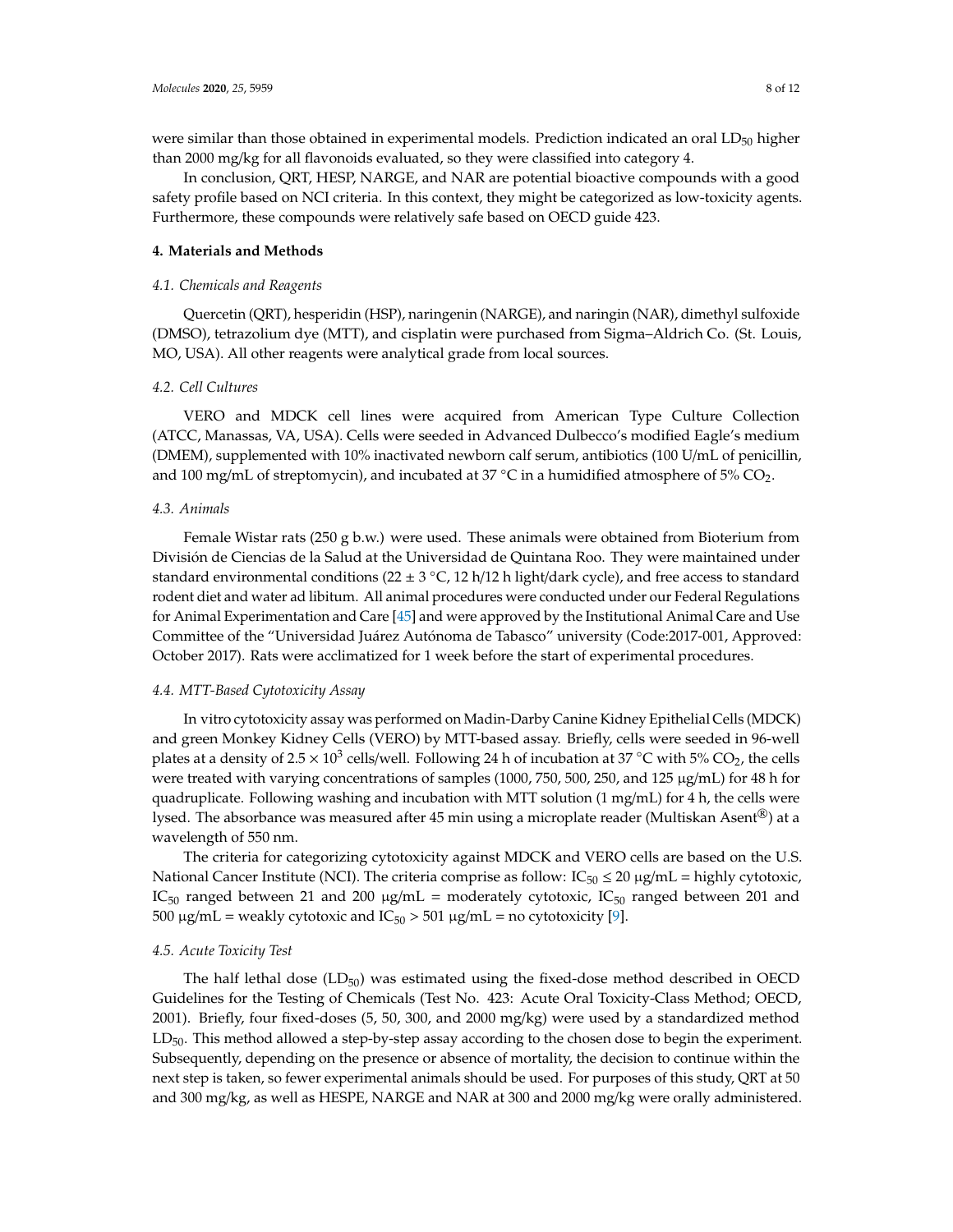were similar than those obtained in experimental models. Prediction indicated an oral $LD_{50}$ higher than 2000 mg/kg for all flavonoids evaluated, so they were classified into category 4.

In conclusion, QRT, HESP, NARGE, and NAR are potential bioactive compounds with a good safety profile based on NCI criteria. In this context, they might be categorized as low-toxicity agents. Furthermore, these compounds were relatively safe based on OECD guide 423.

## 4. Materials and Methods

### *4.1. Chemicals and Reagents*

Quercetin (QRT), hesperidin (HSP), naringenin (NARGE), and naringin (NAR), dimethyl sulfoxide (DMSO), tetrazolium dye (MTT), and cisplatin were purchased from Sigma–Aldrich Co. (St. Louis, MO, USA). All other reagents were analytical grade from local sources.

### *4.2. Cell Cultures*

VERO and MDCK cell lines were acquired from American Type Culture Collection (ATCC, Manassas, VA, USA). Cells were seeded in Advanced Dulbecco's modified Eagle's medium (DMEM), supplemented with 10% inactivated newborn calf serum, antibiotics (100 U/mL of penicillin, and 100 mg/mL of streptomycin), and incubated at 37 °C in a humidified atmosphere of 5% $CO_2$.

### *4.3. Animals*

Female Wistar rats (250 g b.w.) were used. These animals were obtained from Bioterium from División de Ciencias de la Salud at the Universidad de Quintana Roo. They were maintained under standard environmental conditions (22 ± 3 °C, 12 h/12 h light/dark cycle), and free access to standard rodent diet and water ad libitum. All animal procedures were conducted under our Federal Regulations for Animal Experimentation and Care [45] and were approved by the Institutional Animal Care and Use Committee of the "Universidad Juárez Autónoma de Tabasco" university (Code:2017-001, Approved: October 2017). Rats were acclimatized for 1 week before the start of experimental procedures.

### *4.4. MTT-Based Cytotoxicity Assay*

In vitro cytotoxicity assay was performed on Madin-Darby Canine Kidney Epithelial Cells (MDCK) and green Monkey Kidney Cells (VERO) by MTT-based assay. Briefly, cells were seeded in 96-well plates at a density of $2.5 \times 10^3$ cells/well. Following 24 h of incubation at 37 °C with 5% $CO_2$, the cells were treated with varying concentrations of samples (1000, 750, 500, 250, and 125 µg/mL) for 48 h for quadruplicate. Following washing and incubation with MTT solution (1 mg/mL) for 4 h, the cells were lysed. The absorbance was measured after 45 min using a microplate reader (Multiskan Asent®) at a wavelength of 550 nm.

The criteria for categorizing cytotoxicity against MDCK and VERO cells are based on the U.S. National Cancer Institute (NCI). The criteria comprise as follow: $IC_{50} \leq 20$ µg/mL = highly cytotoxic, $IC_{50}$ ranged between 21 and 200 µg/mL = moderately cytotoxic, $IC_{50}$ ranged between 201 and 500 µg/mL = weakly cytotoxic and $IC_{50} > 501$ µg/mL = no cytotoxicity [9].

### *4.5. Acute Toxicity Test*

The half lethal dose ($LD_{50}$) was estimated using the fixed-dose method described in OECD Guidelines for the Testing of Chemicals (Test No. 423: Acute Oral Toxicity-Class Method; OECD, 2001). Briefly, four fixed-doses (5, 50, 300, and 2000 mg/kg) were used by a standardized method $LD_{50}$. This method allowed a step-by-step assay according to the chosen dose to begin the experiment. Subsequently, depending on the presence or absence of mortality, the decision to continue within the next step is taken, so fewer experimental animals should be used. For purposes of this study, QRT at 50 and 300 mg/kg, as well as HESPE, NARGE and NAR at 300 and 2000 mg/kg were orally administered.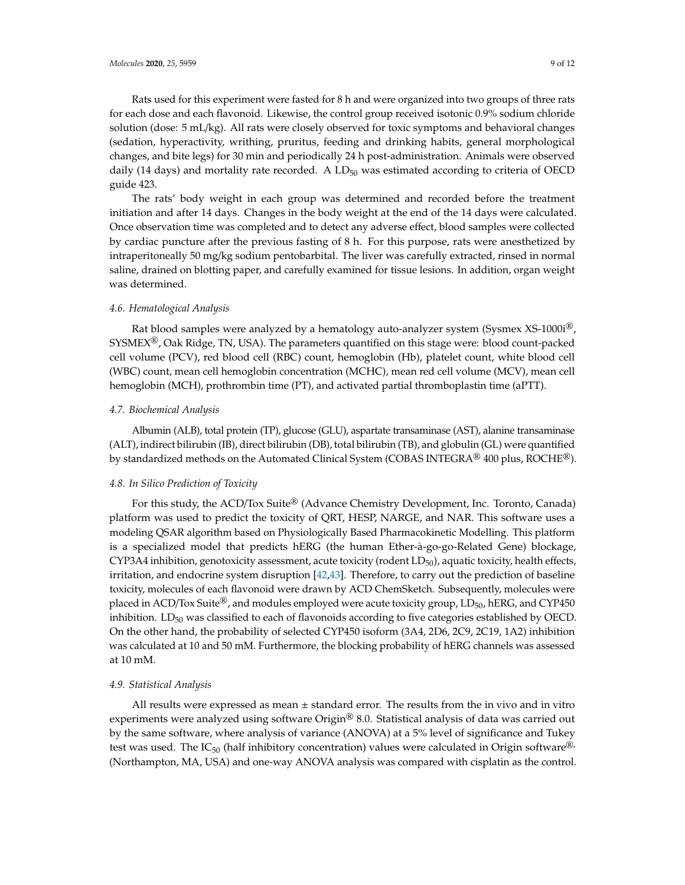Rats used for this experiment were fasted for 8 h and were organized into two groups of three rats for each dose and each flavonoid. Likewise, the control group received isotonic 0.9% sodium chloride solution (dose: 5 mL/kg). All rats were closely observed for toxic symptoms and behavioral changes (sedation, hyperactivity, writhing, pruritus, feeding and drinking habits, general morphological changes, and bite legs) for 30 min and periodically 24 h post-administration. Animals were observed daily (14 days) and mortality rate recorded. A $LD_{50}$ was estimated according to criteria of OECD guide 423.

The rats' body weight in each group was determined and recorded before the treatment initiation and after 14 days. Changes in the body weight at the end of the 14 days were calculated. Once observation time was completed and to detect any adverse effect, blood samples were collected by cardiac puncture after the previous fasting of 8 h. For this purpose, rats were anesthetized by intraperitoneally 50 mg/kg sodium pentobarbital. The liver was carefully extracted, rinsed in normal saline, drained on blotting paper, and carefully examined for tissue lesions. In addition, organ weight was determined.

### *4.6. Hematological Analysis*

Rat blood samples were analyzed by a hematology auto-analyzer system (Sysmex XS-1000i®, SYSMEX®, Oak Ridge, TN, USA). The parameters quantified on this stage were: blood count-packed cell volume (PCV), red blood cell (RBC) count, hemoglobin (Hb), platelet count, white blood cell (WBC) count, mean cell hemoglobin concentration (MCHC), mean red cell volume (MCV), mean cell hemoglobin (MCH), prothrombin time (PT), and activated partial thromboplastin time (aPTT).

### *4.7. Biochemical Analysis*

Albumin (ALB), total protein (TP), glucose (GLU), aspartate transaminase (AST), alanine transaminase (ALT), indirect bilirubin (IB), direct bilirubin (DB), total bilirubin (TB), and globulin (GL) were quantified by standardized methods on the Automated Clinical System (COBAS INTEGRA® 400 plus, ROCHE®).

### *4.8. In Silico Prediction of Toxicity*

For this study, the ACD/Tox Suite® (Advance Chemistry Development, Inc. Toronto, Canada) platform was used to predict the toxicity of QRT, HESP, NARGE, and NAR. This software uses a modeling QSAR algorithm based on Physiologically Based Pharmacokinetic Modelling. This platform is a specialized model that predicts hERG (the human Ether-à-go-go-Related Gene) blockage, CYP3A4 inhibition, genotoxicity assessment, acute toxicity (rodent $LD_{50}$), aquatic toxicity, health effects, irritation, and endocrine system disruption [42,43]. Therefore, to carry out the prediction of baseline toxicity, molecules of each flavonoid were drawn by ACD ChemSketch. Subsequently, molecules were placed in ACD/Tox Suite®, and modules employed were acute toxicity group, $LD_{50}$, hERG, and CYP450 inhibition. $LD_{50}$ was classified to each of flavonoids according to five categories established by OECD. On the other hand, the probability of selected CYP450 isoform (3A4, 2D6, 2C9, 2C19, 1A2) inhibition was calculated at 10 and 50 mM. Furthermore, the blocking probability of hERG channels was assessed at 10 mM.

### *4.9. Statistical Analysis*

All results were expressed as mean ± standard error. The results from the in vivo and in vitro experiments were analyzed using software Origin® 8.0. Statistical analysis of data was carried out by the same software, where analysis of variance (ANOVA) at a 5% level of significance and Tukey test was used. The $IC_{50}$ (half inhibitory concentration) values were calculated in Origin software®, (Northampton, MA, USA) and one-way ANOVA analysis was compared with cisplatin as the control.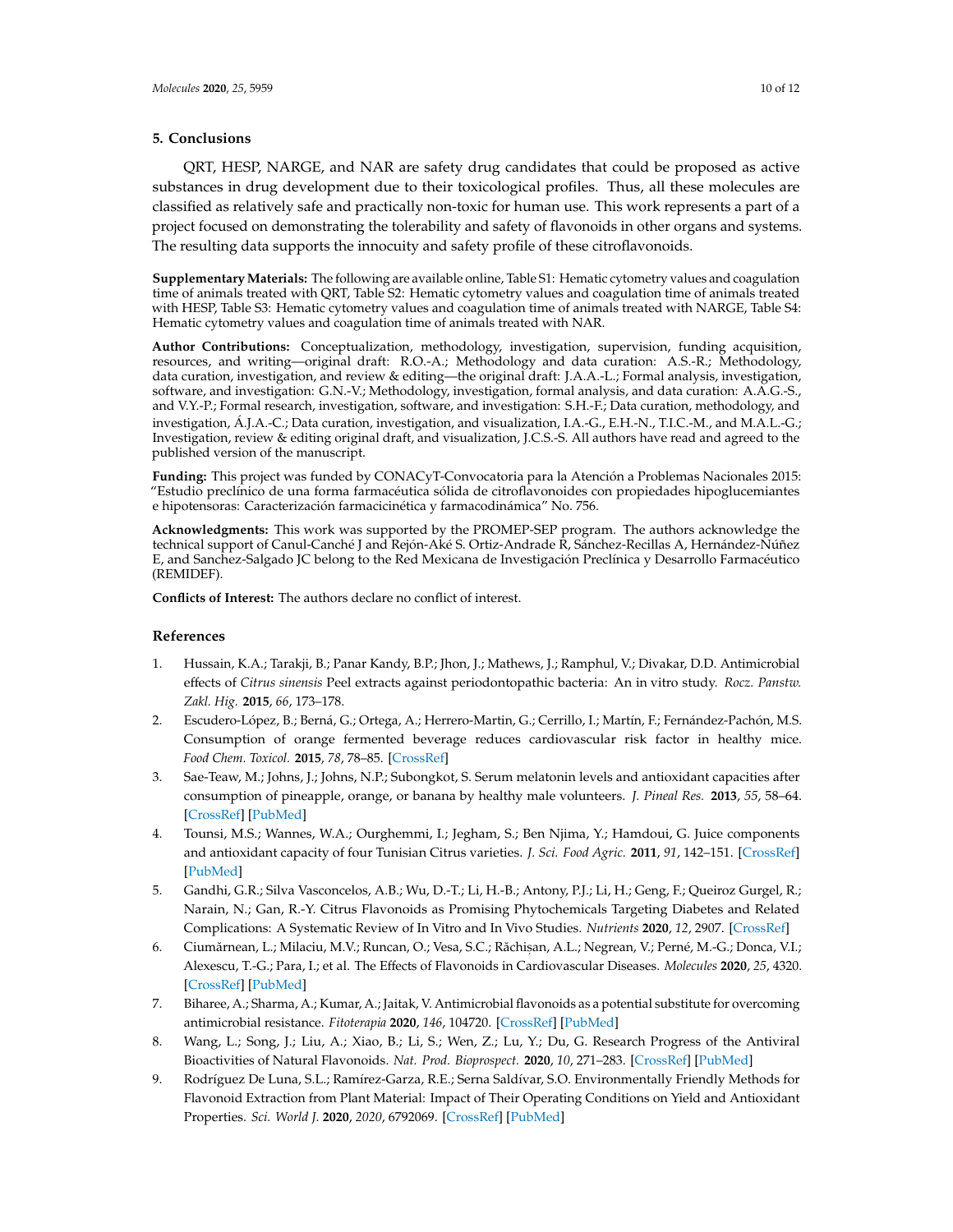## 5. Conclusions

QRT, HESP, NARGE, and NAR are safety drug candidates that could be proposed as active substances in drug development due to their toxicological profiles. Thus, all these molecules are classified as relatively safe and practically non-toxic for human use. This work represents a part of a project focused on demonstrating the tolerability and safety of flavonoids in other organs and systems. The resulting data supports the innocuity and safety profile of these citroflavonoids.

**Supplementary Materials:** The following are available online, Table S1: Hematic cytometry values and coagulation time of animals treated with QRT, Table S2: Hematic cytometry values and coagulation time of animals treated with HESP, Table S3: Hematic cytometry values and coagulation time of animals treated with NARGE, Table S4: Hematic cytometry values and coagulation time of animals treated with NAR.

**Author Contributions:** Conceptualization, methodology, investigation, supervision, funding acquisition, resources, and writing—original draft: R.O.-A.; Methodology and data curation: A.S.-R.; Methodology, data curation, investigation, and review & editing—the original draft: J.A.A.-L.; Formal analysis, investigation, software, and investigation: G.N.-V.; Methodology, investigation, formal analysis, and data curation: A.A.G.-S., and V.Y.-P.; Formal research, investigation, software, and investigation: S.H.-F.; Data curation, methodology, and investigation, Á.J.A.-C.; Data curation, investigation, and visualization, I.A.-G., E.H.-N., T.I.C.-M., and M.A.L.-G.; Investigation, review & editing original draft, and visualization, J.C.S.-S. All authors have read and agreed to the published version of the manuscript.

**Funding:** This project was funded by CONACyT-Convocatoria para la Atención a Problemas Nacionales 2015: "Estudio preclínico de una forma farmacéutica sólida de citroflavonoides con propiedades hipoglucemiantes e hipotensoras: Caracterización farmacicinética y farmacodinámica" No. 756.

**Acknowledgments:** This work was supported by the PROMEP-SEP program. The authors acknowledge the technical support of Canul-Canché J and Rejón-Aké S. Ortiz-Andrade R, Sánchez-Recillas A, Hernández-Núñez E, and Sanchez-Salgado JC belong to the Red Mexicana de Investigación Preclínica y Desarrollo Farmacéutico (REMIDEF).

**Conflicts of Interest:** The authors declare no conflict of interest.

## References

1. Hussain, K.A.; Tarakji, B.; Panar Kandy, B.P.; Jhon, J.; Mathews, J.; Ramphul, V.; Divakar, D.D. Antimicrobial effects of *Citrus sinensis* Peel extracts against periodontopathic bacteria: An in vitro study. *Rocz. Panstw. Zakl. Hig.* **2015**, *66*, 173–178.
2. Escudero-López, B.; Berná, G.; Ortega, A.; Herrero-Martin, G.; Cerrillo, I.; Martín, F.; Fernández-Pachón, M.S. Consumption of orange fermented beverage reduces cardiovascular risk factor in healthy mice. *Food Chem. Toxicol.* **2015**, *78*, 78–85. [CrossRef]
3. Sae-Teaw, M.; Johns, J.; Johns, N.P.; Subongkot, S. Serum melatonin levels and antioxidant capacities after consumption of pineapple, orange, or banana by healthy male volunteers. *J. Pineal Res.* **2013**, *55*, 58–64. [CrossRef] [PubMed]
4. Tounsi, M.S.; Wannes, W.A.; Ourghemmi, I.; Jegham, S.; Ben Njima, Y.; Hamdoui, G. Juice components and antioxidant capacity of four Tunisian Citrus varieties. *J. Sci. Food Agric.* **2011**, *91*, 142–151. [CrossRef] [PubMed]
5. Gandhi, G.R.; Silva Vasconcelos, A.B.; Wu, D.-T.; Li, H.-B.; Antony, P.J.; Li, H.; Geng, F.; Queiroz Gurgel, R.; Narain, N.; Gan, R.-Y. Citrus Flavonoids as Promising Phytochemicals Targeting Diabetes and Related Complications: A Systematic Review of In Vitro and In Vivo Studies. *Nutrients* **2020**, *12*, 2907. [CrossRef]
6. Ciumărnean, L.; Milaciu, M.V.; Runcan, O.; Vesa, S.C.; Răchișan, A.L.; Negrean, V.; Perné, M.-G.; Donca, V.I.; Alexescu, T.-G.; Para, I.; et al. The Effects of Flavonoids in Cardiovascular Diseases. *Molecules* **2020**, *25*, 4320. [CrossRef] [PubMed]
7. Biharee, A.; Sharma, A.; Kumar, A.; Jaitak, V. Antimicrobial flavonoids as a potential substitute for overcoming antimicrobial resistance. *Fitoterapia* **2020**, *146*, 104720. [CrossRef] [PubMed]
8. Wang, L.; Song, J.; Liu, A.; Xiao, B.; Li, S.; Wen, Z.; Lu, Y.; Du, G. Research Progress of the Antiviral Bioactivities of Natural Flavonoids. *Nat. Prod. Bioprospect.* **2020**, *10*, 271–283. [CrossRef] [PubMed]
9. Rodríguez De Luna, S.L.; Ramírez-Garza, R.E.; Serna Saldívar, S.O. Environmentally Friendly Methods for Flavonoid Extraction from Plant Material: Impact of Their Operating Conditions on Yield and Antioxidant Properties. *Sci. World J.* **2020**, *2020*, 6792069. [CrossRef] [PubMed]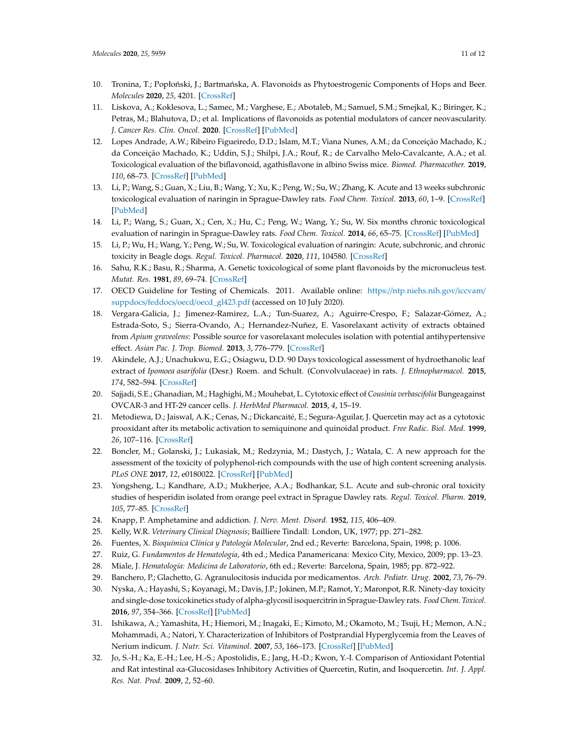10. Tronina, T.; Popłoński, J.; Bartmańska, A. Flavonoids as Phytoestrogenic Components of Hops and Beer. *Molecules* **2020**, *25*, 4201. [CrossRef]
11. Liskova, A.; Koklesova, L.; Samec, M.; Varghese, E.; Abotaleb, M.; Samuel, S.M.; Smejkal, K.; Biringer, K.; Petras, M.; Blahutova, D.; et al. Implications of flavonoids as potential modulators of cancer neovascularity. *J. Cancer Res. Clin. Oncol.* **2020**. [CrossRef] [PubMed]
12. Lopes Andrade, A.W.; Ribeiro Figueiredo, D.D.; Islam, M.T.; Viana Nunes, A.M.; da Conceição Machado, K.; da Conceição Machado, K.; Uddin, S.J.; Shilpi, J.A.; Rouf, R.; de Carvalho Melo-Cavalcante, A.A.; et al. Toxicological evaluation of the biflavonoid, agathisflavone in albino Swiss mice. *Biomed. Pharmacother.* **2019**, *110*, 68–73. [CrossRef] [PubMed]
13. Li, P.; Wang, S.; Guan, X.; Liu, B.; Wang, Y.; Xu, K.; Peng, W.; Su, W.; Zhang, K. Acute and 13 weeks subchronic toxicological evaluation of naringin in Sprague-Dawley rats. *Food Chem. Toxicol.* **2013**, *60*, 1–9. [CrossRef] [PubMed]
14. Li, P.; Wang, S.; Guan, X.; Cen, X.; Hu, C.; Peng, W.; Wang, Y.; Su, W. Six months chronic toxicological evaluation of naringin in Sprague-Dawley rats. *Food Chem. Toxicol.* **2014**, *66*, 65–75. [CrossRef] [PubMed]
15. Li, P.; Wu, H.; Wang, Y.; Peng, W.; Su, W. Toxicological evaluation of naringin: Acute, subchronic, and chronic toxicity in Beagle dogs. *Regul. Toxicol. Pharmacol.* **2020**, *111*, 104580. [CrossRef]
16. Sahu, R.K.; Basu, R.; Sharma, A. Genetic toxicological of some plant flavonoids by the micronucleus test. *Mutat. Res.* **1981**, *89*, 69–74. [CrossRef]
17. OECD Guideline for Testing of Chemicals. 2011. Available online: https://ntp.niehs.nih.gov/iccvam/suppdocs/feddocs/oecd/oecd_gl423.pdf (accessed on 10 July 2020).
18. Vergara-Galicia, J.; Jimenez-Ramirez, L.A.; Tun-Suarez, A.; Aguirre-Crespo, F.; Salazar-Gómez, A.; Estrada-Soto, S.; Sierra-Ovando, A.; Hernandez-Nuñez, E. Vasorelaxant activity of extracts obtained from *Apium graveolens*: Possible source for vasorelaxant molecules isolation with potential antihypertensive effect. *Asian Pac. J. Trop. Biomed.* **2013**, *3*, 776–779. [CrossRef]
19. Akindele, A.J.; Unachukwu, E.G.; Osiagwu, D.D. 90 Days toxicological assessment of hydroethanolic leaf extract of *Ipomoea asarifolia* (Desr.) Roem. and Schult. (Convolvulaceae) in rats. *J. Ethnopharmacol.* **2015**, *174*, 582–594. [CrossRef]
20. Sajjadi, S.E.; Ghanadian, M.; Haghighi, M.; Mouhebat, L. Cytotoxic effect of *Cousinia verbascifolia* Bungeagainst OVCAR-3 and HT-29 cancer cells. *J. HerbMed Pharmacol.* **2015**, *4*, 15–19.
21. Metodiewa, D.; Jaiswal, A.K.; Cenas, N.; Dickancaité, E.; Segura-Aguilar, J. Quercetin may act as a cytotoxic prooxidant after its metabolic activation to semiquinone and quinoidal product. *Free Radic. Biol. Med.* **1999**, *26*, 107–116. [CrossRef]
22. Boncler, M.; Golanski, J.; Lukasiak, M.; Redzynia, M.; Dastych, J.; Watala, C. A new approach for the assessment of the toxicity of polyphenol-rich compounds with the use of high content screening analysis. *PLoS ONE* **2017**, *12*, e0180022. [CrossRef] [PubMed]
23. Yongsheng, L.; Kandhare, A.D.; Mukherjee, A.A.; Bodhankar, S.L. Acute and sub-chronic oral toxicity studies of hesperidin isolated from orange peel extract in Sprague Dawley rats. *Regul. Toxicol. Pharm.* **2019**, *105*, 77–85. [CrossRef]
24. Knapp, P. Amphetamine and addiction. *J. Nerv. Ment. Disord.* **1952**, *115*, 406–409.
25. Kelly, W.R. *Veterinary Clinical Diagnosis*; Bailliere Tindall: London, UK, 1977; pp. 271–282.
26. Fuentes, X. *Bioquímica Clínica y Patología Molecular*, 2nd ed.; Reverte: Barcelona, Spain, 1998; p. 1006.
27. Ruiz, G. *Fundamentos de Hematología*, 4th ed.; Medica Panamericana: Mexico City, Mexico, 2009; pp. 13–23.
28. Miale, J. *Hematología: Medicina de Laboratorio*, 6th ed.; Reverte: Barcelona, Spain, 1985; pp. 872–922.
29. Banchero, P.; Glachetto, G. Agranulocitosis inducida por medicamentos. *Arch. Pediatr. Urug.* **2002**, *73*, 76–79.
30. Nyska, A.; Hayashi, S.; Koyanagi, M.; Davis, J.P.; Jokinen, M.P.; Ramot, Y.; Maronpot, R.R. Ninety-day toxicity and single-dose toxicokinetics study of alpha-glycosil isoquercitrin in Sprague-Dawley rats. *Food Chem. Toxicol.* **2016**, *97*, 354–366. [CrossRef] [PubMed]
31. Ishikawa, A.; Yamashita, H.; Hiemori, M.; Inagaki, E.; Kimoto, M.; Okamoto, M.; Tsuji, H.; Memon, A.N.; Mohammadi, A.; Natori, Y. Characterization of Inhibitors of Postprandial Hyperglycemia from the Leaves of Nerium indicum. *J. Nutr. Sci. Vitaminol.* **2007**, *53*, 166–173. [CrossRef] [PubMed]
32. Jo, S.-H.; Ka, E.-H.; Lee, H.-S.; Apostolidis, E.; Jang, H.-D.; Kwon, Y.-I. Comparison of Antioxidant Potential and Rat intestinal $\alpha$a-Glucosidases Inhibitory Activities of Quercetin, Rutin, and Isoquercetin. *Int. J. Appl. Res. Nat. Prod.* **2009**, *2*, 52–60.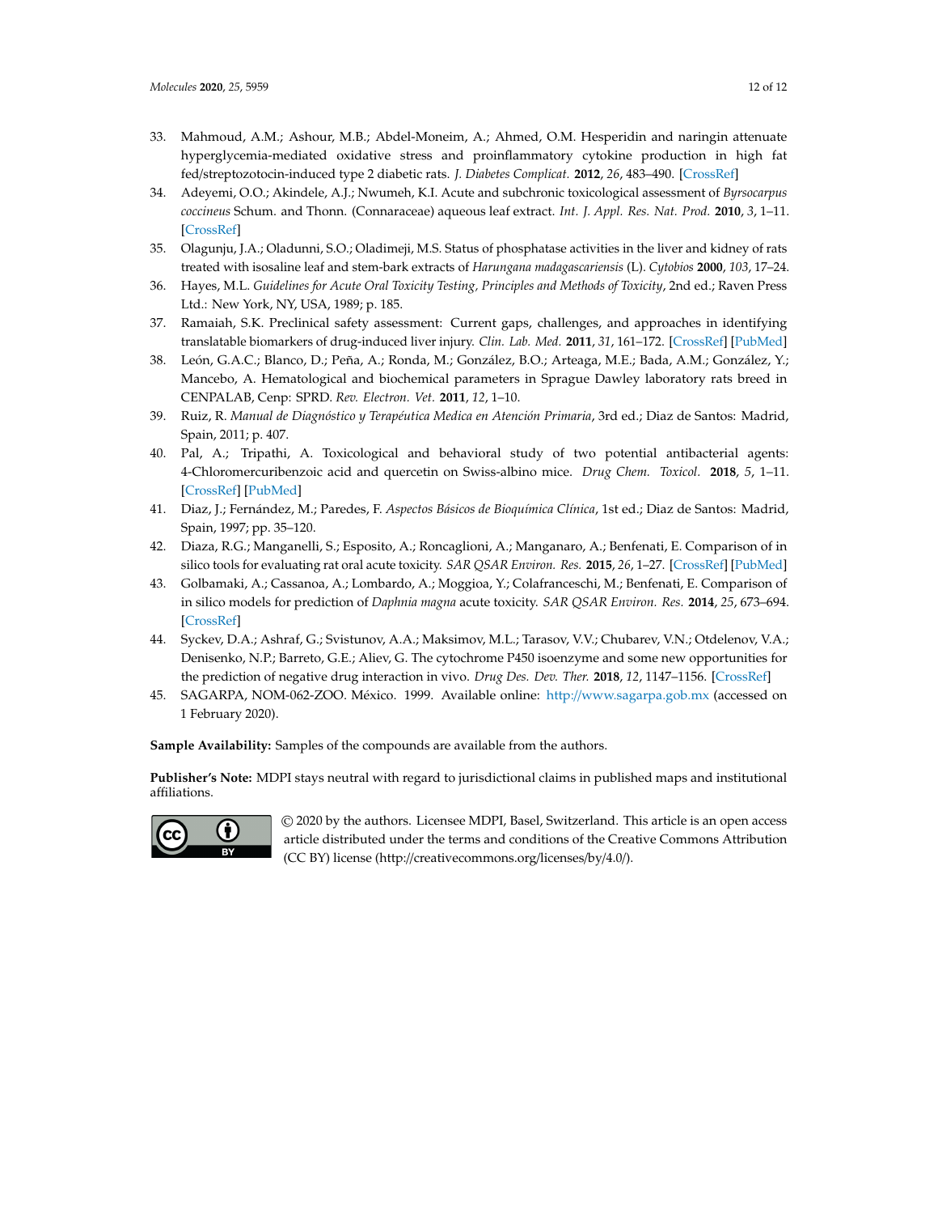33. Mahmoud, A.M.; Ashour, M.B.; Abdel-Moneim, A.; Ahmed, O.M. Hesperidin and naringin attenuate hyperglycemia-mediated oxidative stress and proinflammatory cytokine production in high fat fed/streptozotocin-induced type 2 diabetic rats. *J. Diabetes Complicat.* **2012**, *26*, 483–490. [CrossRef]
34. Adeyemi, O.O.; Akindele, A.J.; Nwumeh, K.I. Acute and subchronic toxicological assessment of *Byrsocarpus coccineus* Schum. and Thonn. (Connaraceae) aqueous leaf extract. *Int. J. Appl. Res. Nat. Prod.* **2010**, *3*, 1–11. [CrossRef]
35. Olagunju, J.A.; Oladunni, S.O.; Oladimeji, M.S. Status of phosphatase activities in the liver and kidney of rats treated with isosaline leaf and stem-bark extracts of *Harungana madagascariensis* (L). *Cytobios* **2000**, *103*, 17–24.
36. Hayes, M.L. *Guidelines for Acute Oral Toxicity Testing, Principles and Methods of Toxicity*, 2nd ed.; Raven Press Ltd.: New York, NY, USA, 1989; p. 185.
37. Ramaiah, S.K. Preclinical safety assessment: Current gaps, challenges, and approaches in identifying translatable biomarkers of drug-induced liver injury. *Clin. Lab. Med.* **2011**, *31*, 161–172. [CrossRef] [PubMed]
38. León, G.A.C.; Blanco, D.; Peña, A.; Ronda, M.; González, B.O.; Arteaga, M.E.; Bada, A.M.; González, Y.; Mancebo, A. Hematological and biochemical parameters in Sprague Dawley laboratory rats breed in CENPALAB, Cenp: SPRD. *Rev. Electron. Vet.* **2011**, *12*, 1–10.
39. Ruiz, R. *Manual de Diagnóstico y Terapéutica Medica en Atención Primaria*, 3rd ed.; Diaz de Santos: Madrid, Spain, 2011; p. 407.
40. Pal, A.; Tripathi, A. Toxicological and behavioral study of two potential antibacterial agents: 4-Chloromercuribenzoic acid and quercetin on Swiss-albino mice. *Drug Chem. Toxicol.* **2018**, *5*, 1–11. [CrossRef] [PubMed]
41. Diaz, J.; Fernández, M.; Paredes, F. *Aspectos Básicos de Bioquímica Clínica*, 1st ed.; Diaz de Santos: Madrid, Spain, 1997; pp. 35–120.
42. Diaza, R.G.; Manganelli, S.; Esposito, A.; Roncaglioni, A.; Manganaro, A.; Benfenati, E. Comparison of in silico tools for evaluating rat oral acute toxicity. *SAR QSAR Environ. Res.* **2015**, *26*, 1–27. [CrossRef] [PubMed]
43. Golbamaki, A.; Cassanoa, A.; Lombardo, A.; Moggioa, Y.; Colafranceschi, M.; Benfenati, E. Comparison of in silico models for prediction of *Daphnia magna* acute toxicity. *SAR QSAR Environ. Res.* **2014**, *25*, 673–694. [CrossRef]
44. Syckev, D.A.; Ashraf, G.; Svistunov, A.A.; Maksimov, M.L.; Tarasov, V.V.; Chubarev, V.N.; Otdelenov, V.A.; Denisenko, N.P.; Barreto, G.E.; Aliev, G. The cytochrome P450 isoenzyme and some new opportunities for the prediction of negative drug interaction in vivo. *Drug Des. Dev. Ther.* **2018**, *12*, 1147–1156. [CrossRef]
45. SAGARPA, NOM-062-ZOO. México. 1999. Available online: http://www.sagarpa.gob.mx (accessed on 1 February 2020).

**Sample Availability:** Samples of the compounds are available from the authors.

**Publisher's Note:** MDPI stays neutral with regard to jurisdictional claims in published maps and institutional affiliations.

© 2020 by the authors. Licensee MDPI, Basel, Switzerland. This article is an open access article distributed under the terms and conditions of the Creative Commons Attribution (CC BY) license (http://creativecommons.org/licenses/by/4.0/).